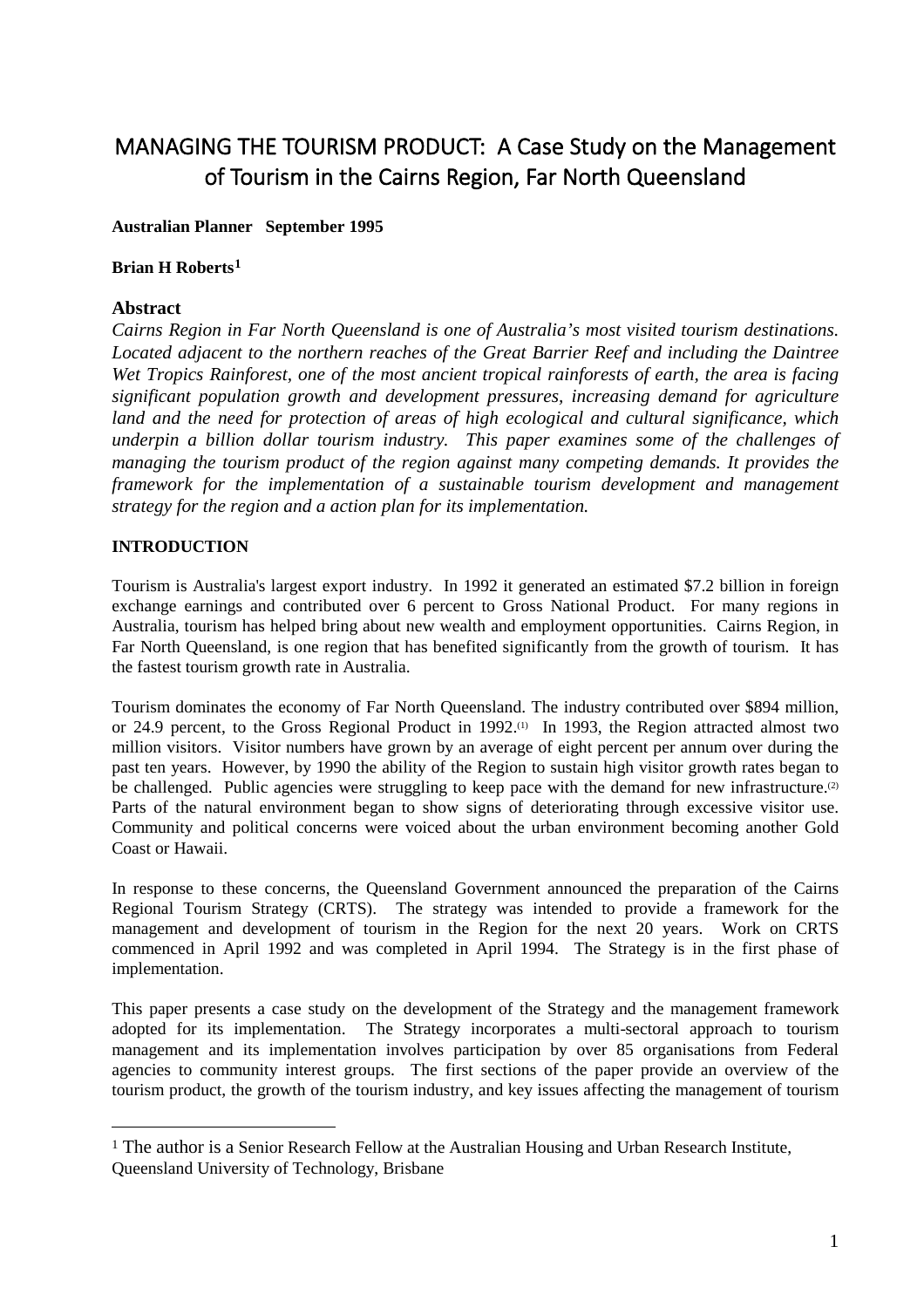# MANAGING THE TOURISM PRODUCT: A Case Study on the Management of Tourism in the Cairns Region, Far North Queensland

**Australian Planner September 1995**

**Brian H Roberts[1]**

## Abstract

*Cairns Region in Far North Queensland is one of Australia's most visited tourism destinations. Located adjacent to the northern reaches of the Great Barrier Reef and including the Daintree Wet Tropics Rainforest, one of the most ancient tropical rainforests of earth, the area is facing significant population growth and development pressures, increasing demand for agriculture land and the need for protection of areas of high ecological and cultural significance, which underpin a billion dollar tourism industry. This paper examines some of the challenges of managing the tourism product of the region against many competing demands. It provides the framework for the implementation of a sustainable tourism development and management strategy for the region and a action plan for its implementation.*

## INTRODUCTION

Tourism is Australia's largest export industry. In 1992 it generated an estimated $7.2 billion in foreign exchange earnings and contributed over 6 percent to Gross National Product. For many regions in Australia, tourism has helped bring about new wealth and employment opportunities. Cairns Region, in Far North Queensland, is one region that has benefited significantly from the growth of tourism. It has the fastest tourism growth rate in Australia.

Tourism dominates the economy of Far North Queensland. The industry contributed over $894 million, or 24.9 percent, to the Gross Regional Product in 1992.(1) In 1993, the Region attracted almost two million visitors. Visitor numbers have grown by an average of eight percent per annum over during the past ten years. However, by 1990 the ability of the Region to sustain high visitor growth rates began to be challenged. Public agencies were struggling to keep pace with the demand for new infrastructure.(2) Parts of the natural environment began to show signs of deteriorating through excessive visitor use. Community and political concerns were voiced about the urban environment becoming another Gold Coast or Hawaii.

In response to these concerns, the Queensland Government announced the preparation of the Cairns Regional Tourism Strategy (CRTS). The strategy was intended to provide a framework for the management and development of tourism in the Region for the next 20 years. Work on CRTS commenced in April 1992 and was completed in April 1994. The Strategy is in the first phase of implementation.

This paper presents a case study on the development of the Strategy and the management framework adopted for its implementation. The Strategy incorporates a multi-sectoral approach to tourism management and its implementation involves participation by over 85 organisations from Federal agencies to community interest groups. The first sections of the paper provide an overview of the tourism product, the growth of the tourism industry, and key issues affecting the management of tourism

---

[1] The author is a Senior Research Fellow at the Australian Housing and Urban Research Institute, Queensland University of Technology, Brisbane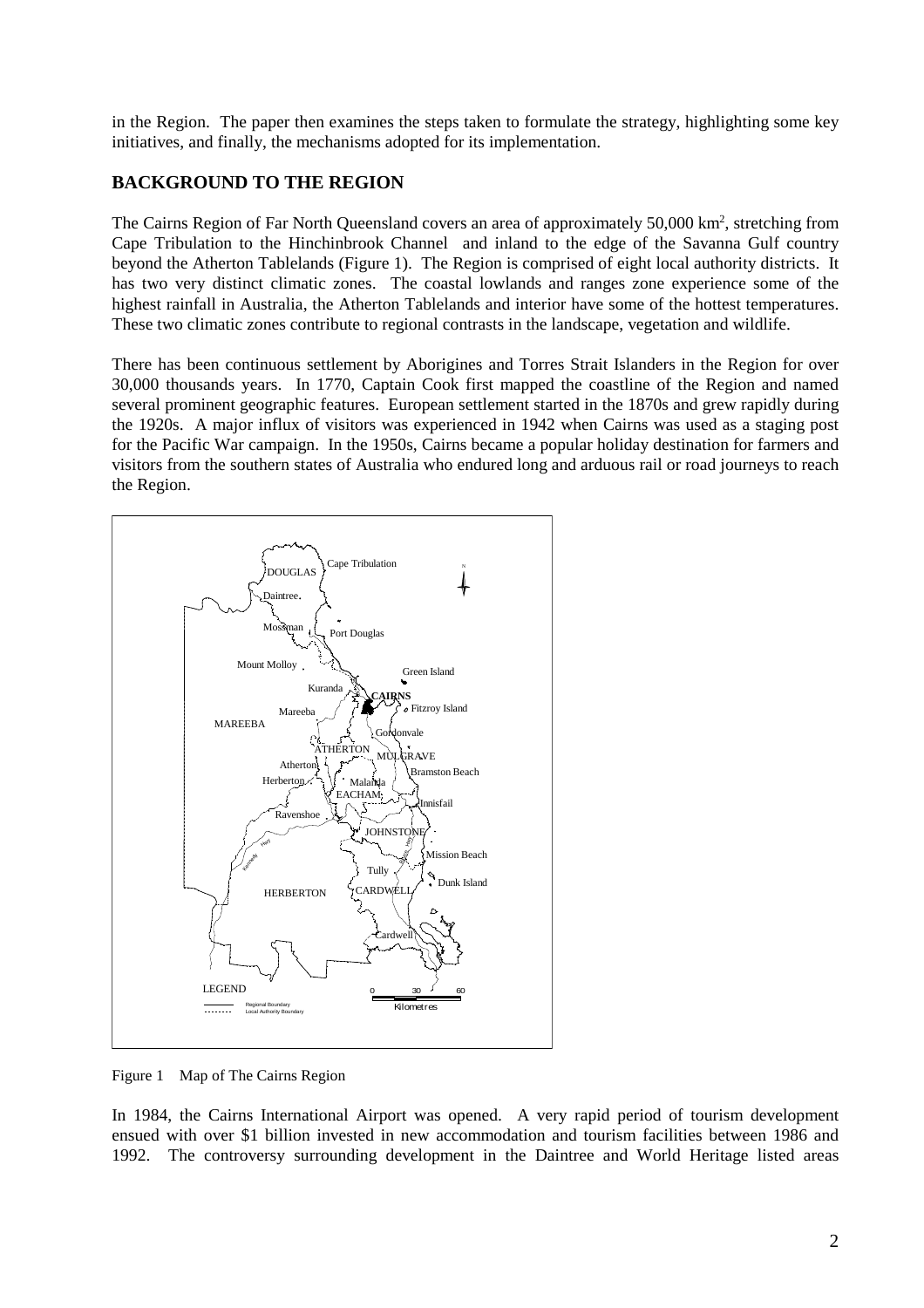in the Region. The paper then examines the steps taken to formulate the strategy, highlighting some key initiatives, and finally, the mechanisms adopted for its implementation.

## BACKGROUND TO THE REGION

The Cairns Region of Far North Queensland covers an area of approximately 50,000 km$^2$, stretching from Cape Tribulation to the Hinchinbrook Channel and inland to the edge of the Savanna Gulf country beyond the Atherton Tablelands (Figure 1). The Region is comprised of eight local authority districts. It has two very distinct climatic zones. The coastal lowlands and ranges zone experience some of the highest rainfall in Australia, the Atherton Tablelands and interior have some of the hottest temperatures. These two climatic zones contribute to regional contrasts in the landscape, vegetation and wildlife.

There has been continuous settlement by Aborigines and Torres Strait Islanders in the Region for over 30,000 thousands years. In 1770, Captain Cook first mapped the coastline of the Region and named several prominent geographic features. European settlement started in the 1870s and grew rapidly during the 1920s. A major influx of visitors was experienced in 1942 when Cairns was used as a staging post for the Pacific War campaign. In the 1950s, Cairns became a popular holiday destination for farmers and visitors from the southern states of Australia who endured long and arduous rail or road journeys to reach the Region.

Figure 1 Map of The Cairns Region

In 1984, the Cairns International Airport was opened. A very rapid period of tourism development ensued with over $1 billion invested in new accommodation and tourism facilities between 1986 and 1992. The controversy surrounding development in the Daintree and World Heritage listed areas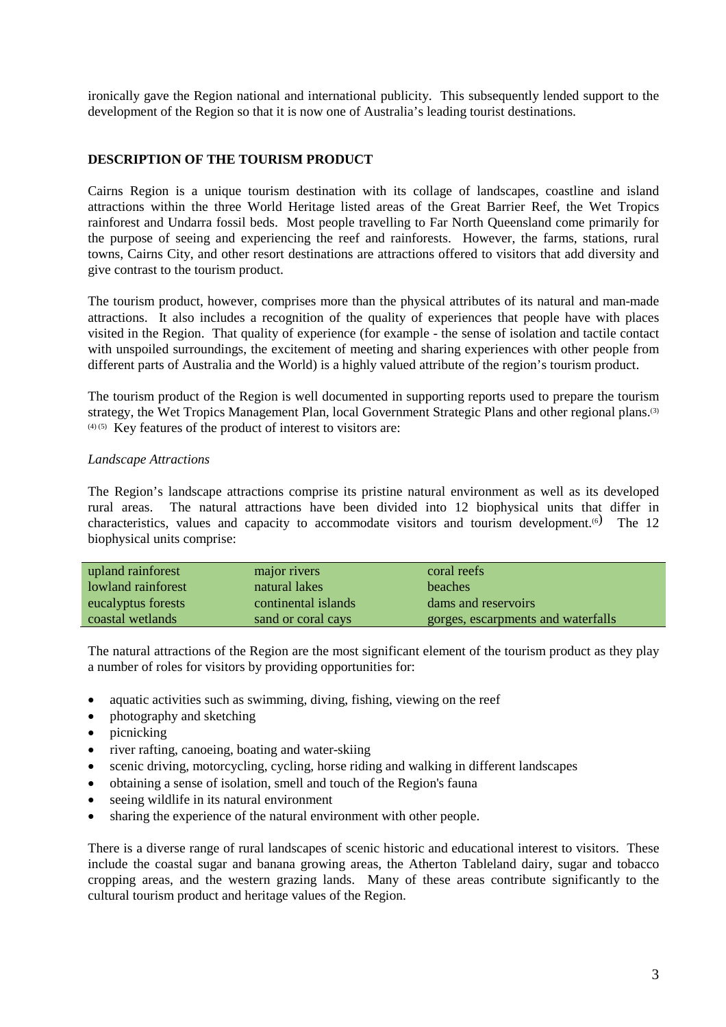ironically gave the Region national and international publicity. This subsequently lended support to the development of the Region so that it is now one of Australia's leading tourist destinations.

## DESCRIPTION OF THE TOURISM PRODUCT

Cairns Region is a unique tourism destination with its collage of landscapes, coastline and island attractions within the three World Heritage listed areas of the Great Barrier Reef, the Wet Tropics rainforest and Undarra fossil beds. Most people travelling to Far North Queensland come primarily for the purpose of seeing and experiencing the reef and rainforests. However, the farms, stations, rural towns, Cairns City, and other resort destinations are attractions offered to visitors that add diversity and give contrast to the tourism product.

The tourism product, however, comprises more than the physical attributes of its natural and man-made attractions. It also includes a recognition of the quality of experiences that people have with places visited in the Region. That quality of experience (for example - the sense of isolation and tactile contact with unspoiled surroundings, the excitement of meeting and sharing experiences with other people from different parts of Australia and the World) is a highly valued attribute of the region's tourism product.

The tourism product of the Region is well documented in supporting reports used to prepare the tourism strategy, the Wet Tropics Management Plan, local Government Strategic Plans and other regional plans.[3] [4] [5] Key features of the product of interest to visitors are:

*Landscape Attractions*

The Region's landscape attractions comprise its pristine natural environment as well as its developed rural areas. The natural attractions have been divided into 12 biophysical units that differ in characteristics, values and capacity to accommodate visitors and tourism development.[6] The 12 biophysical units comprise:

| | | |
|---|---|---|
| upland rainforest | major rivers | coral reefs |
| lowland rainforest | natural lakes | beaches |
| eucalyptus forests | continental islands | dams and reservoirs |
| coastal wetlands | sand or coral cays | gorges, escarpments and waterfalls |

The natural attractions of the Region are the most significant element of the tourism product as they play a number of roles for visitors by providing opportunities for:

- aquatic activities such as swimming, diving, fishing, viewing on the reef
- photography and sketching
- picnicking
- river rafting, canoeing, boating and water-skiing
- scenic driving, motorcycling, cycling, horse riding and walking in different landscapes
- obtaining a sense of isolation, smell and touch of the Region's fauna
- seeing wildlife in its natural environment
- sharing the experience of the natural environment with other people.

There is a diverse range of rural landscapes of scenic historic and educational interest to visitors. These include the coastal sugar and banana growing areas, the Atherton Tableland dairy, sugar and tobacco cropping areas, and the western grazing lands. Many of these areas contribute significantly to the cultural tourism product and heritage values of the Region.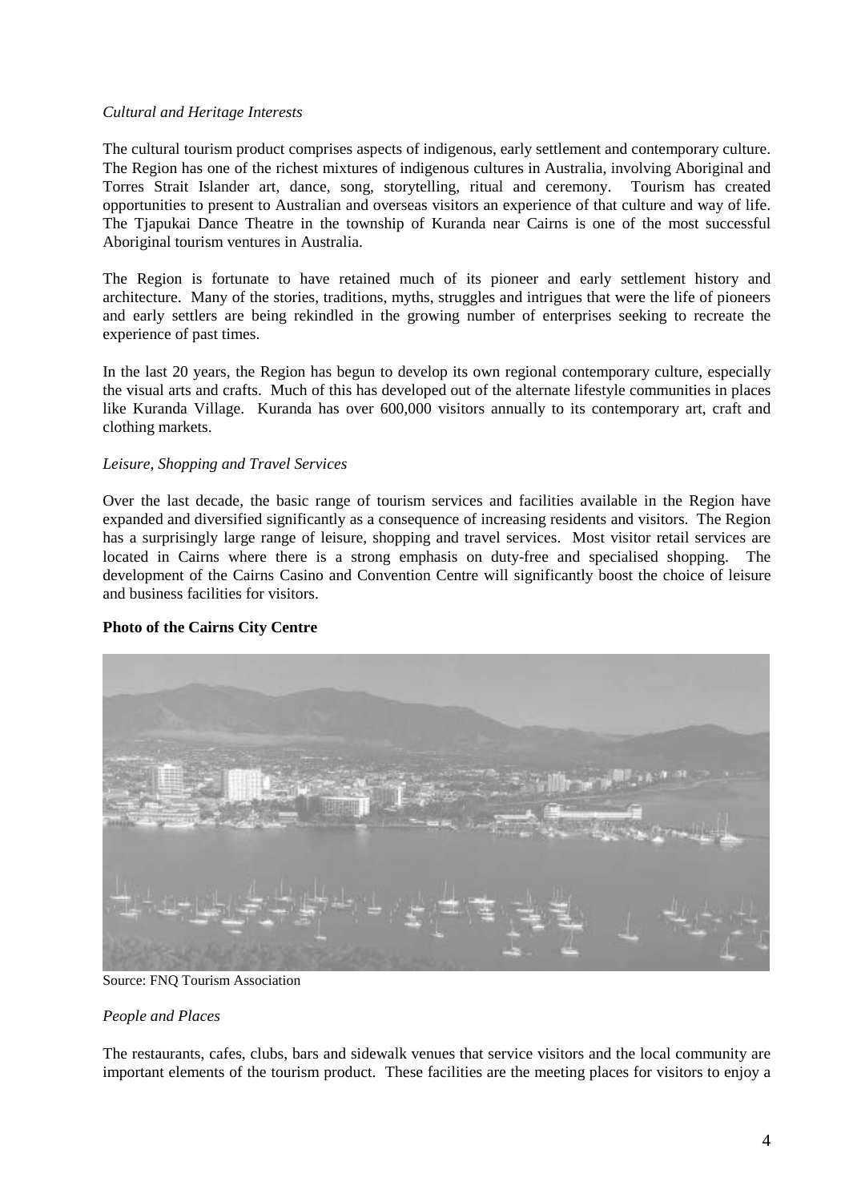*Cultural and Heritage Interests*

The cultural tourism product comprises aspects of indigenous, early settlement and contemporary culture. The Region has one of the richest mixtures of indigenous cultures in Australia, involving Aboriginal and Torres Strait Islander art, dance, song, storytelling, ritual and ceremony. Tourism has created opportunities to present to Australian and overseas visitors an experience of that culture and way of life. The Tjapukai Dance Theatre in the township of Kuranda near Cairns is one of the most successful Aboriginal tourism ventures in Australia.

The Region is fortunate to have retained much of its pioneer and early settlement history and architecture. Many of the stories, traditions, myths, struggles and intrigues that were the life of pioneers and early settlers are being rekindled in the growing number of enterprises seeking to recreate the experience of past times.

In the last 20 years, the Region has begun to develop its own regional contemporary culture, especially the visual arts and crafts. Much of this has developed out of the alternate lifestyle communities in places like Kuranda Village. Kuranda has over 600,000 visitors annually to its contemporary art, craft and clothing markets.

*Leisure, Shopping and Travel Services*

Over the last decade, the basic range of tourism services and facilities available in the Region have expanded and diversified significantly as a consequence of increasing residents and visitors. The Region has a surprisingly large range of leisure, shopping and travel services. Most visitor retail services are located in Cairns where there is a strong emphasis on duty-free and specialised shopping. The development of the Cairns Casino and Convention Centre will significantly boost the choice of leisure and business facilities for visitors.

**Photo of the Cairns City Centre**

Source: FNQ Tourism Association

*People and Places*

The restaurants, cafes, clubs, bars and sidewalk venues that service visitors and the local community are important elements of the tourism product. These facilities are the meeting places for visitors to enjoy a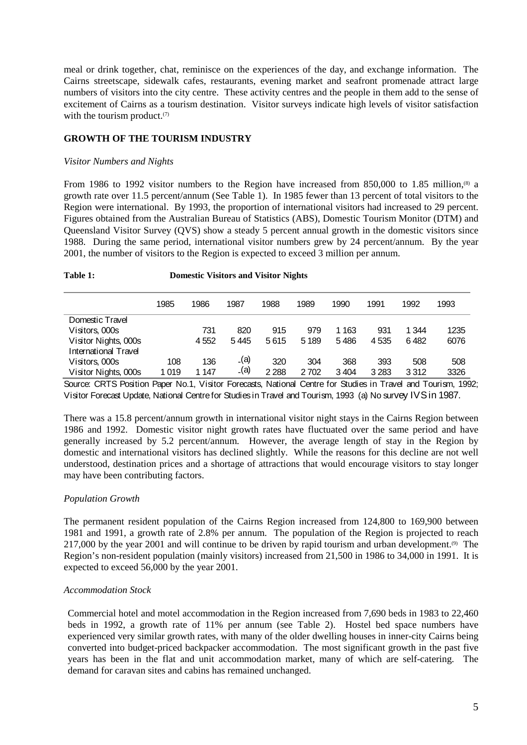meal or drink together, chat, reminisce on the experiences of the day, and exchange information. The Cairns streetscape, sidewalk cafes, restaurants, evening market and seafront promenade attract large numbers of visitors into the city centre. These activity centres and the people in them add to the sense of excitement of Cairns as a tourism destination. Visitor surveys indicate high levels of visitor satisfaction with the tourism product.[(7)]

## GROWTH OF THE TOURISM INDUSTRY

### *Visitor Numbers and Nights*

From 1986 to 1992 visitor numbers to the Region have increased from 850,000 to 1.85 million,[(8)] a growth rate over 11.5 percent/annum (See Table 1). In 1985 fewer than 13 percent of total visitors to the Region were international. By 1993, the proportion of international visitors had increased to 29 percent. Figures obtained from the Australian Bureau of Statistics (ABS), Domestic Tourism Monitor (DTM) and Queensland Visitor Survey (QVS) show a steady 5 percent annual growth in the domestic visitors since 1988. During the same period, international visitor numbers grew by 24 percent/annum. By the year 2001, the number of visitors to the Region is expected to exceed 3 million per annum.

**Table 1: Domestic Visitors and Visitor Nights**

| | 1985 | 1986 | 1987 | 1988 | 1989 | 1990 | 1991 | 1992 | 1993 |
|---|---|---|---|---|---|---|---|---|---|
| Domestic Travel | | | | | | | | | |
| Visitors, 000s | | 731 | 820 | 915 | 979 | 1 163 | 931 | 1 344 | 1235 |
| Visitor Nights, 000s | | 4 552 | 5 445 | 5 615 | 5 189 | 5 486 | 4 535 | 6 482 | 6076 |
| International Travel | | | | | | | | | |
| Visitors, 000s | 108 | 136 | -(a) | 320 | 304 | 368 | 393 | 508 | 508 |
| Visitor Nights, 000s | 1 019 | 1 147 | -(a) | 2 288 | 2 702 | 3 404 | 3 283 | 3 312 | 3326 |

Source: CRTS Position Paper No.1, Visitor Forecasts, National Centre for Studies in Travel and Tourism, 1992; Visitor Forecast Update, National Centre for Studies in Travel and Tourism, 1993 (a) No survey IVS in 1987.

There was a 15.8 percent/annum growth in international visitor night stays in the Cairns Region between 1986 and 1992. Domestic visitor night growth rates have fluctuated over the same period and have generally increased by 5.2 percent/annum. However, the average length of stay in the Region by domestic and international visitors has declined slightly. While the reasons for this decline are not well understood, destination prices and a shortage of attractions that would encourage visitors to stay longer may have been contributing factors.

### *Population Growth*

The permanent resident population of the Cairns Region increased from 124,800 to 169,900 between 1981 and 1991, a growth rate of 2.8% per annum. The population of the Region is projected to reach 217,000 by the year 2001 and will continue to be driven by rapid tourism and urban development.[(9)] The Region's non-resident population (mainly visitors) increased from 21,500 in 1986 to 34,000 in 1991. It is expected to exceed 56,000 by the year 2001.

### *Accommodation Stock*

Commercial hotel and motel accommodation in the Region increased from 7,690 beds in 1983 to 22,460 beds in 1992, a growth rate of 11% per annum (see Table 2). Hostel bed space numbers have experienced very similar growth rates, with many of the older dwelling houses in inner-city Cairns being converted into budget-priced backpacker accommodation. The most significant growth in the past five years has been in the flat and unit accommodation market, many of which are self-catering. The demand for caravan sites and cabins has remained unchanged.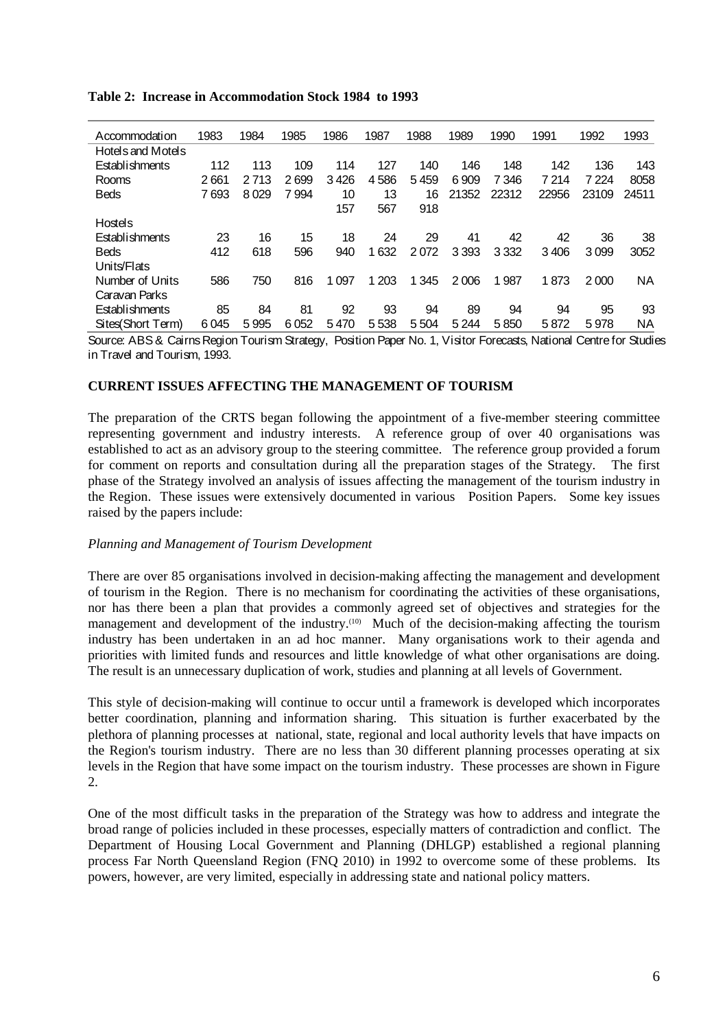**Table 2: Increase in Accommodation Stock 1984 to 1993**

| Accommodation | 1983 | 1984 | 1985 | 1986 | 1987 | 1988 | 1989 | 1990 | 1991 | 1992 | 1993 |
|---|---|---|---|---|---|---|---|---|---|---|---|
| Hotels and Motels | | | | | | | | | | | |
| Establishments | 112 | 113 | 109 | 114 | 127 | 140 | 146 | 148 | 142 | 136 | 143 |
| Rooms | 2 661 | 2 713 | 2 699 | 3 426 | 4 586 | 5 459 | 6 909 | 7 346 | 7 214 | 7 224 | 8058 |
| Beds | 7 693 | 8 029 | 7 994 | 10 157 | 13 567 | 16 918 | 21352 | 22312 | 22956 | 23109 | 24511 |
| Hostels | | | | | | | | | | | |
| Establishments | 23 | 16 | 15 | 18 | 24 | 29 | 41 | 42 | 42 | 36 | 38 |
| Beds | 412 | 618 | 596 | 940 | 1 632 | 2 072 | 3 393 | 3 332 | 3 406 | 3 099 | 3052 |
| Units/Flats | | | | | | | | | | | |
| Number of Units | 586 | 750 | 816 | 1 097 | 1 203 | 1 345 | 2 006 | 1 987 | 1 873 | 2 000 | NA |
| Caravan Parks | | | | | | | | | | | |
| Establishments | 85 | 84 | 81 | 92 | 93 | 94 | 89 | 94 | 94 | 95 | 93 |
| Sites(Short Term) | 6 045 | 5 995 | 6 052 | 5 470 | 5 538 | 5 504 | 5 244 | 5 850 | 5 872 | 5 978 | NA |

Source: ABS & Cairns Region Tourism Strategy, Position Paper No. 1, Visitor Forecasts, National Centre for Studies in Travel and Tourism, 1993.

## CURRENT ISSUES AFFECTING THE MANAGEMENT OF TOURISM

The preparation of the CRTS began following the appointment of a five-member steering committee representing government and industry interests. A reference group of over 40 organisations was established to act as an advisory group to the steering committee. The reference group provided a forum for comment on reports and consultation during all the preparation stages of the Strategy. The first phase of the Strategy involved an analysis of issues affecting the management of the tourism industry in the Region. These issues were extensively documented in various Position Papers. Some key issues raised by the papers include:

*Planning and Management of Tourism Development*

There are over 85 organisations involved in decision-making affecting the management and development of tourism in the Region. There is no mechanism for coordinating the activities of these organisations, nor has there been a plan that provides a commonly agreed set of objectives and strategies for the management and development of the industry.[10] Much of the decision-making affecting the tourism industry has been undertaken in an ad hoc manner. Many organisations work to their agenda and priorities with limited funds and resources and little knowledge of what other organisations are doing. The result is an unnecessary duplication of work, studies and planning at all levels of Government.

This style of decision-making will continue to occur until a framework is developed which incorporates better coordination, planning and information sharing. This situation is further exacerbated by the plethora of planning processes at national, state, regional and local authority levels that have impacts on the Region's tourism industry. There are no less than 30 different planning processes operating at six levels in the Region that have some impact on the tourism industry. These processes are shown in Figure 2.

One of the most difficult tasks in the preparation of the Strategy was how to address and integrate the broad range of policies included in these processes, especially matters of contradiction and conflict. The Department of Housing Local Government and Planning (DHLGP) established a regional planning process Far North Queensland Region (FNQ 2010) in 1992 to overcome some of these problems. Its powers, however, are very limited, especially in addressing state and national policy matters.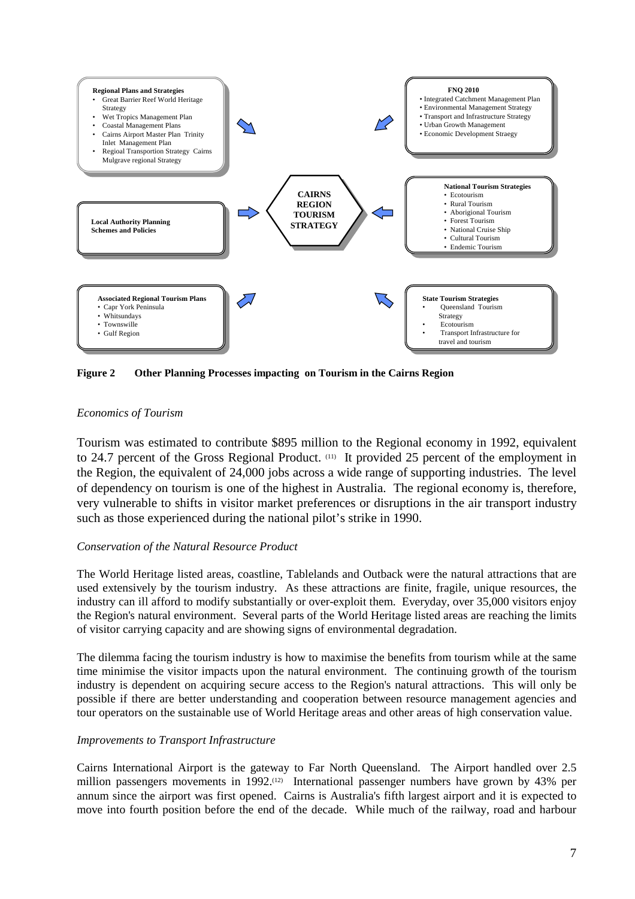**Regional Plans and Strategies**

- Great Barrier Reef World Heritage Strategy
- Wet Tropics Management Plan
- Coastal Management Plans
- Cairns Airport Master Plan Trinity Inlet Management Plan
- Regioal Transportion Strategy Cairns Mulgrave regional Strategy

**FNQ 2010**

- Integrated Catchment Management Plan
- Environmental Management Strategy
- Transport and Infrastructure Strategy
- Urban Growth Management
- Economic Development Straegy

**CAIRNS REGION TOURISM STRATEGY**

**Local Authority Planning Schemes and Policies**

**National Tourism Strategies**

- Ecotourism
- Rural Tourism
- Aborigional Tourism
- Forest Tourism
- National Cruise Ship
- Cultural Tourism
- Endemic Tourism

**Associated Regional Tourism Plans**

- Capr York Peninsula
- Whitsundays
- Townswille
- Gulf Region

**State Tourism Strategies**

- Queensland Tourism Strategy
- Ecotourism
- Transport Infrastructure for travel and tourism

**Figure 2 Other Planning Processes impacting on Tourism in the Cairns Region**

*Economics of Tourism*

Tourism was estimated to contribute \$895 million to the Regional economy in 1992, equivalent to 24.7 percent of the Gross Regional Product. (11) It provided 25 percent of the employment in the Region, the equivalent of 24,000 jobs across a wide range of supporting industries. The level of dependency on tourism is one of the highest in Australia. The regional economy is, therefore, very vulnerable to shifts in visitor market preferences or disruptions in the air transport industry such as those experienced during the national pilot's strike in 1990.

*Conservation of the Natural Resource Product*

The World Heritage listed areas, coastline, Tablelands and Outback were the natural attractions that are used extensively by the tourism industry. As these attractions are finite, fragile, unique resources, the industry can ill afford to modify substantially or over-exploit them. Everyday, over 35,000 visitors enjoy the Region's natural environment. Several parts of the World Heritage listed areas are reaching the limits of visitor carrying capacity and are showing signs of environmental degradation.

The dilemma facing the tourism industry is how to maximise the benefits from tourism while at the same time minimise the visitor impacts upon the natural environment. The continuing growth of the tourism industry is dependent on acquiring secure access to the Region's natural attractions. This will only be possible if there are better understanding and cooperation between resource management agencies and tour operators on the sustainable use of World Heritage areas and other areas of high conservation value.

*Improvements to Transport Infrastructure*

Cairns International Airport is the gateway to Far North Queensland. The Airport handled over 2.5 million passengers movements in 1992.(12) International passenger numbers have grown by 43% per annum since the airport was first opened. Cairns is Australia's fifth largest airport and it is expected to move into fourth position before the end of the decade. While much of the railway, road and harbour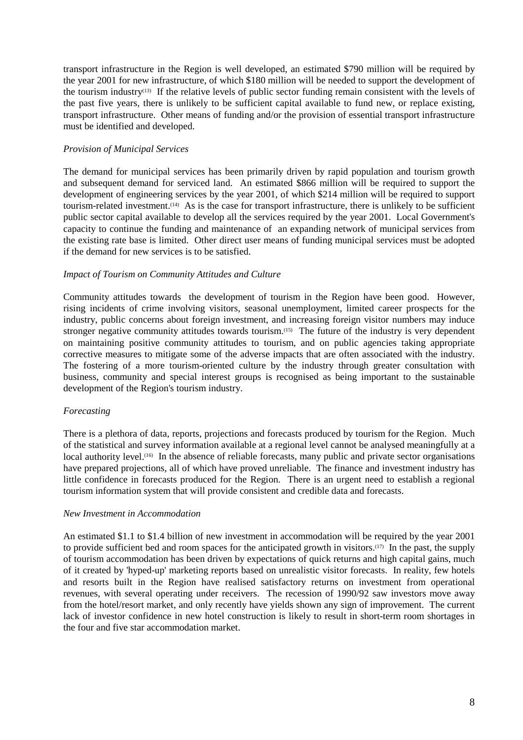transport infrastructure in the Region is well developed, an estimated $790 million will be required by the year 2001 for new infrastructure, of which $180 million will be needed to support the development of the tourism industry[13] If the relative levels of public sector funding remain consistent with the levels of the past five years, there is unlikely to be sufficient capital available to fund new, or replace existing, transport infrastructure. Other means of funding and/or the provision of essential transport infrastructure must be identified and developed.

*Provision of Municipal Services*

The demand for municipal services has been primarily driven by rapid population and tourism growth and subsequent demand for serviced land. An estimated $866 million will be required to support the development of engineering services by the year 2001, of which $214 million will be required to support tourism-related investment.[14] As is the case for transport infrastructure, there is unlikely to be sufficient public sector capital available to develop all the services required by the year 2001. Local Government's capacity to continue the funding and maintenance of an expanding network of municipal services from the existing rate base is limited. Other direct user means of funding municipal services must be adopted if the demand for new services is to be satisfied.

*Impact of Tourism on Community Attitudes and Culture*

Community attitudes towards the development of tourism in the Region have been good. However, rising incidents of crime involving visitors, seasonal unemployment, limited career prospects for the industry, public concerns about foreign investment, and increasing foreign visitor numbers may induce stronger negative community attitudes towards tourism.[15] The future of the industry is very dependent on maintaining positive community attitudes to tourism, and on public agencies taking appropriate corrective measures to mitigate some of the adverse impacts that are often associated with the industry. The fostering of a more tourism-oriented culture by the industry through greater consultation with business, community and special interest groups is recognised as being important to the sustainable development of the Region's tourism industry.

*Forecasting*

There is a plethora of data, reports, projections and forecasts produced by tourism for the Region. Much of the statistical and survey information available at a regional level cannot be analysed meaningfully at a local authority level.[16] In the absence of reliable forecasts, many public and private sector organisations have prepared projections, all of which have proved unreliable. The finance and investment industry has little confidence in forecasts produced for the Region. There is an urgent need to establish a regional tourism information system that will provide consistent and credible data and forecasts.

*New Investment in Accommodation*

An estimated $1.1 to $1.4 billion of new investment in accommodation will be required by the year 2001 to provide sufficient bed and room spaces for the anticipated growth in visitors.[17] In the past, the supply of tourism accommodation has been driven by expectations of quick returns and high capital gains, much of it created by 'hyped-up' marketing reports based on unrealistic visitor forecasts. In reality, few hotels and resorts built in the Region have realised satisfactory returns on investment from operational revenues, with several operating under receivers. The recession of 1990/92 saw investors move away from the hotel/resort market, and only recently have yields shown any sign of improvement. The current lack of investor confidence in new hotel construction is likely to result in short-term room shortages in the four and five star accommodation market.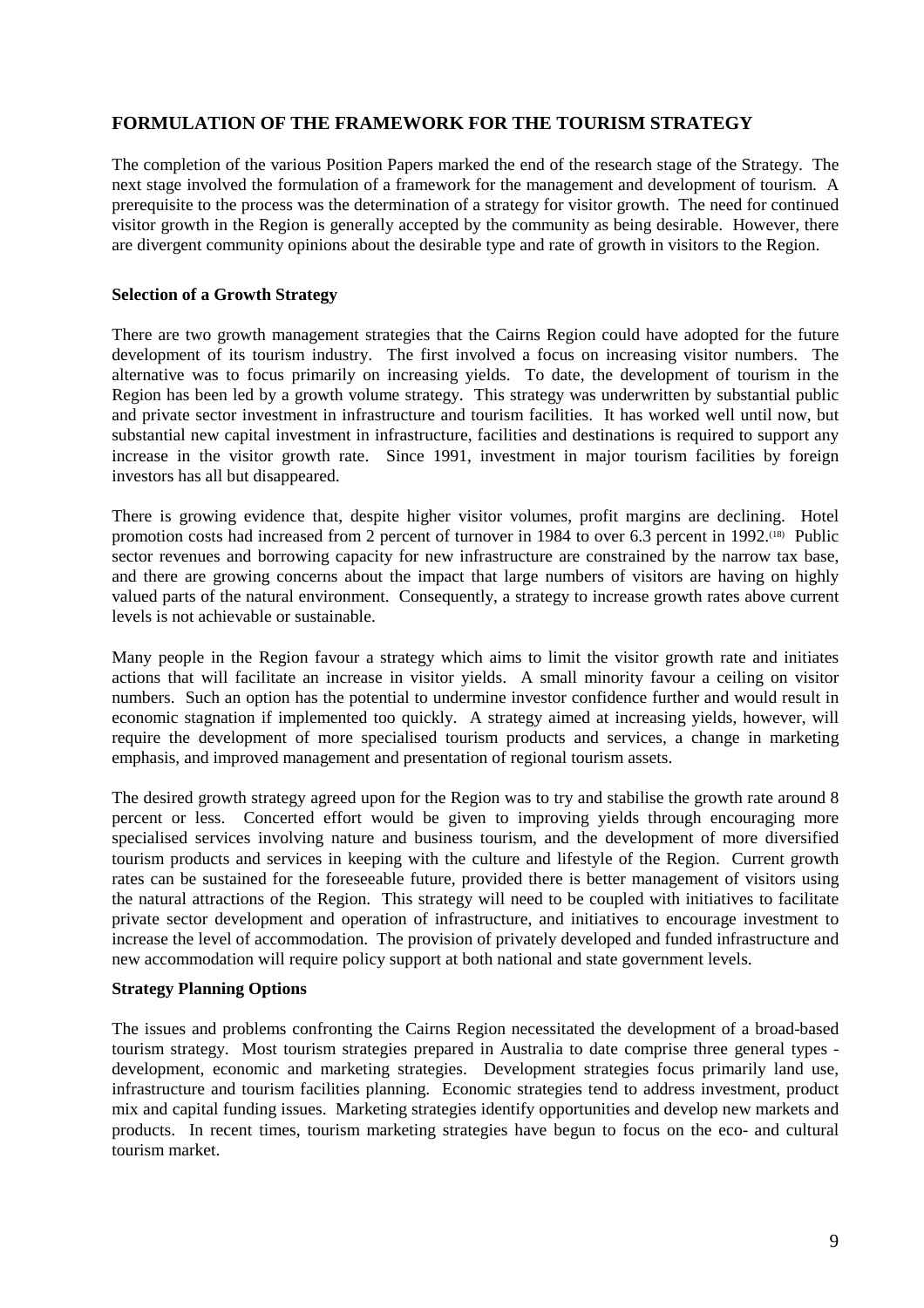## FORMULATION OF THE FRAMEWORK FOR THE TOURISM STRATEGY

The completion of the various Position Papers marked the end of the research stage of the Strategy. The next stage involved the formulation of a framework for the management and development of tourism. A prerequisite to the process was the determination of a strategy for visitor growth. The need for continued visitor growth in the Region is generally accepted by the community as being desirable. However, there are divergent community opinions about the desirable type and rate of growth in visitors to the Region.

### Selection of a Growth Strategy

There are two growth management strategies that the Cairns Region could have adopted for the future development of its tourism industry. The first involved a focus on increasing visitor numbers. The alternative was to focus primarily on increasing yields. To date, the development of tourism in the Region has been led by a growth volume strategy. This strategy was underwritten by substantial public and private sector investment in infrastructure and tourism facilities. It has worked well until now, but substantial new capital investment in infrastructure, facilities and destinations is required to support any increase in the visitor growth rate. Since 1991, investment in major tourism facilities by foreign investors has all but disappeared.

There is growing evidence that, despite higher visitor volumes, profit margins are declining. Hotel promotion costs had increased from 2 percent of turnover in 1984 to over 6.3 percent in 1992.[18] Public sector revenues and borrowing capacity for new infrastructure are constrained by the narrow tax base, and there are growing concerns about the impact that large numbers of visitors are having on highly valued parts of the natural environment. Consequently, a strategy to increase growth rates above current levels is not achievable or sustainable.

Many people in the Region favour a strategy which aims to limit the visitor growth rate and initiates actions that will facilitate an increase in visitor yields. A small minority favour a ceiling on visitor numbers. Such an option has the potential to undermine investor confidence further and would result in economic stagnation if implemented too quickly. A strategy aimed at increasing yields, however, will require the development of more specialised tourism products and services, a change in marketing emphasis, and improved management and presentation of regional tourism assets.

The desired growth strategy agreed upon for the Region was to try and stabilise the growth rate around 8 percent or less. Concerted effort would be given to improving yields through encouraging more specialised services involving nature and business tourism, and the development of more diversified tourism products and services in keeping with the culture and lifestyle of the Region. Current growth rates can be sustained for the foreseeable future, provided there is better management of visitors using the natural attractions of the Region. This strategy will need to be coupled with initiatives to facilitate private sector development and operation of infrastructure, and initiatives to encourage investment to increase the level of accommodation. The provision of privately developed and funded infrastructure and new accommodation will require policy support at both national and state government levels.

### Strategy Planning Options

The issues and problems confronting the Cairns Region necessitated the development of a broad-based tourism strategy. Most tourism strategies prepared in Australia to date comprise three general types - development, economic and marketing strategies. Development strategies focus primarily land use, infrastructure and tourism facilities planning. Economic strategies tend to address investment, product mix and capital funding issues. Marketing strategies identify opportunities and develop new markets and products. In recent times, tourism marketing strategies have begun to focus on the eco- and cultural tourism market.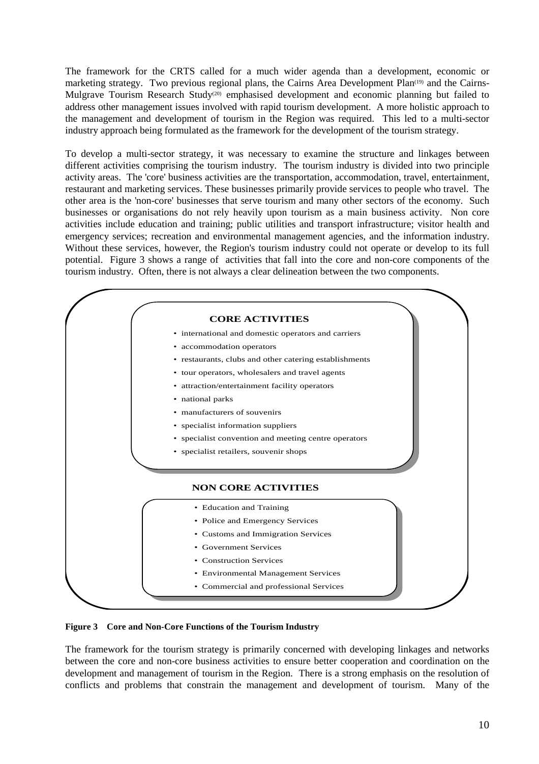The framework for the CRTS called for a much wider agenda than a development, economic or marketing strategy. Two previous regional plans, the Cairns Area Development Plan[19] and the Cairns-Mulgrave Tourism Research Study[20] emphasised development and economic planning but failed to address other management issues involved with rapid tourism development. A more holistic approach to the management and development of tourism in the Region was required. This led to a multi-sector industry approach being formulated as the framework for the development of the tourism strategy.

To develop a multi-sector strategy, it was necessary to examine the structure and linkages between different activities comprising the tourism industry. The tourism industry is divided into two principle activity areas. The 'core' business activities are the transportation, accommodation, travel, entertainment, restaurant and marketing services. These businesses primarily provide services to people who travel. The other area is the 'non-core' businesses that serve tourism and many other sectors of the economy. Such businesses or organisations do not rely heavily upon tourism as a main business activity. Non core activities include education and training; public utilities and transport infrastructure; visitor health and emergency services; recreation and environmental management agencies, and the information industry. Without these services, however, the Region's tourism industry could not operate or develop to its full potential. Figure 3 shows a range of activities that fall into the core and non-core components of the tourism industry. Often, there is not always a clear delineation between the two components.

**CORE ACTIVITIES**

- international and domestic operators and carriers
- accommodation operators
- restaurants, clubs and other catering establishments
- tour operators, wholesalers and travel agents
- attraction/entertainment facility operators
- national parks
- manufacturers of souvenirs
- specialist information suppliers
- specialist convention and meeting centre operators
- specialist retailers, souvenir shops

**NON CORE ACTIVITIES**

- Education and Training
- Police and Emergency Services
- Customs and Immigration Services
- Government Services
- Construction Services
- Environmental Management Services
- Commercial and professional Services

**Figure 3 Core and Non-Core Functions of the Tourism Industry**

The framework for the tourism strategy is primarily concerned with developing linkages and networks between the core and non-core business activities to ensure better cooperation and coordination on the development and management of tourism in the Region. There is a strong emphasis on the resolution of conflicts and problems that constrain the management and development of tourism. Many of the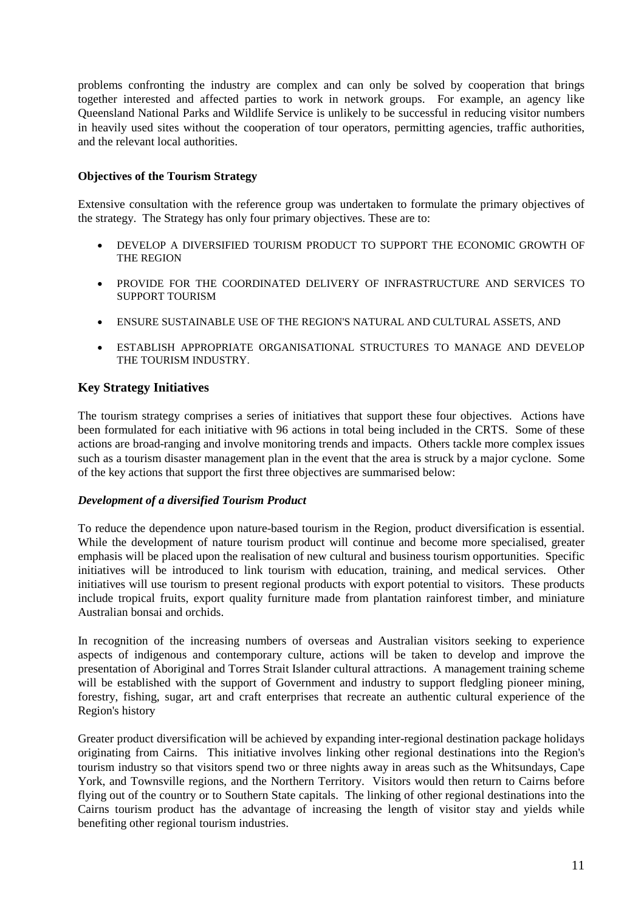problems confronting the industry are complex and can only be solved by cooperation that brings together interested and affected parties to work in network groups. For example, an agency like Queensland National Parks and Wildlife Service is unlikely to be successful in reducing visitor numbers in heavily used sites without the cooperation of tour operators, permitting agencies, traffic authorities, and the relevant local authorities.

**Objectives of the Tourism Strategy**

Extensive consultation with the reference group was undertaken to formulate the primary objectives of the strategy. The Strategy has only four primary objectives. These are to:

- DEVELOP A DIVERSIFIED TOURISM PRODUCT TO SUPPORT THE ECONOMIC GROWTH OF THE REGION
- PROVIDE FOR THE COORDINATED DELIVERY OF INFRASTRUCTURE AND SERVICES TO SUPPORT TOURISM
- ENSURE SUSTAINABLE USE OF THE REGION'S NATURAL AND CULTURAL ASSETS, AND
- ESTABLISH APPROPRIATE ORGANISATIONAL STRUCTURES TO MANAGE AND DEVELOP THE TOURISM INDUSTRY.

## Key Strategy Initiatives

The tourism strategy comprises a series of initiatives that support these four objectives. Actions have been formulated for each initiative with 96 actions in total being included in the CRTS. Some of these actions are broad-ranging and involve monitoring trends and impacts. Others tackle more complex issues such as a tourism disaster management plan in the event that the area is struck by a major cyclone. Some of the key actions that support the first three objectives are summarised below:

***Development of a diversified Tourism Product***

To reduce the dependence upon nature-based tourism in the Region, product diversification is essential. While the development of nature tourism product will continue and become more specialised, greater emphasis will be placed upon the realisation of new cultural and business tourism opportunities. Specific initiatives will be introduced to link tourism with education, training, and medical services. Other initiatives will use tourism to present regional products with export potential to visitors. These products include tropical fruits, export quality furniture made from plantation rainforest timber, and miniature Australian bonsai and orchids.

In recognition of the increasing numbers of overseas and Australian visitors seeking to experience aspects of indigenous and contemporary culture, actions will be taken to develop and improve the presentation of Aboriginal and Torres Strait Islander cultural attractions. A management training scheme will be established with the support of Government and industry to support fledgling pioneer mining, forestry, fishing, sugar, art and craft enterprises that recreate an authentic cultural experience of the Region's history

Greater product diversification will be achieved by expanding inter-regional destination package holidays originating from Cairns. This initiative involves linking other regional destinations into the Region's tourism industry so that visitors spend two or three nights away in areas such as the Whitsundays, Cape York, and Townsville regions, and the Northern Territory. Visitors would then return to Cairns before flying out of the country or to Southern State capitals. The linking of other regional destinations into the Cairns tourism product has the advantage of increasing the length of visitor stay and yields while benefiting other regional tourism industries.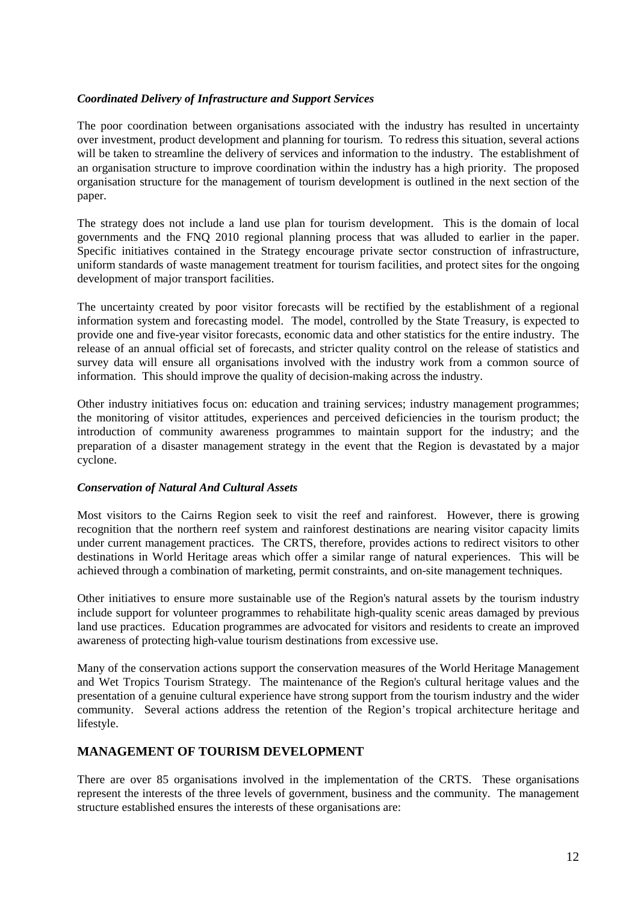### *Coordinated Delivery of Infrastructure and Support Services*

The poor coordination between organisations associated with the industry has resulted in uncertainty over investment, product development and planning for tourism. To redress this situation, several actions will be taken to streamline the delivery of services and information to the industry. The establishment of an organisation structure to improve coordination within the industry has a high priority. The proposed organisation structure for the management of tourism development is outlined in the next section of the paper.

The strategy does not include a land use plan for tourism development. This is the domain of local governments and the FNQ 2010 regional planning process that was alluded to earlier in the paper. Specific initiatives contained in the Strategy encourage private sector construction of infrastructure, uniform standards of waste management treatment for tourism facilities, and protect sites for the ongoing development of major transport facilities.

The uncertainty created by poor visitor forecasts will be rectified by the establishment of a regional information system and forecasting model. The model, controlled by the State Treasury, is expected to provide one and five-year visitor forecasts, economic data and other statistics for the entire industry. The release of an annual official set of forecasts, and stricter quality control on the release of statistics and survey data will ensure all organisations involved with the industry work from a common source of information. This should improve the quality of decision-making across the industry.

Other industry initiatives focus on: education and training services; industry management programmes; the monitoring of visitor attitudes, experiences and perceived deficiencies in the tourism product; the introduction of community awareness programmes to maintain support for the industry; and the preparation of a disaster management strategy in the event that the Region is devastated by a major cyclone.

### *Conservation of Natural And Cultural Assets*

Most visitors to the Cairns Region seek to visit the reef and rainforest. However, there is growing recognition that the northern reef system and rainforest destinations are nearing visitor capacity limits under current management practices. The CRTS, therefore, provides actions to redirect visitors to other destinations in World Heritage areas which offer a similar range of natural experiences. This will be achieved through a combination of marketing, permit constraints, and on-site management techniques.

Other initiatives to ensure more sustainable use of the Region's natural assets by the tourism industry include support for volunteer programmes to rehabilitate high-quality scenic areas damaged by previous land use practices. Education programmes are advocated for visitors and residents to create an improved awareness of protecting high-value tourism destinations from excessive use.

Many of the conservation actions support the conservation measures of the World Heritage Management and Wet Tropics Tourism Strategy. The maintenance of the Region's cultural heritage values and the presentation of a genuine cultural experience have strong support from the tourism industry and the wider community. Several actions address the retention of the Region's tropical architecture heritage and lifestyle.

## MANAGEMENT OF TOURISM DEVELOPMENT

There are over 85 organisations involved in the implementation of the CRTS. These organisations represent the interests of the three levels of government, business and the community. The management structure established ensures the interests of these organisations are: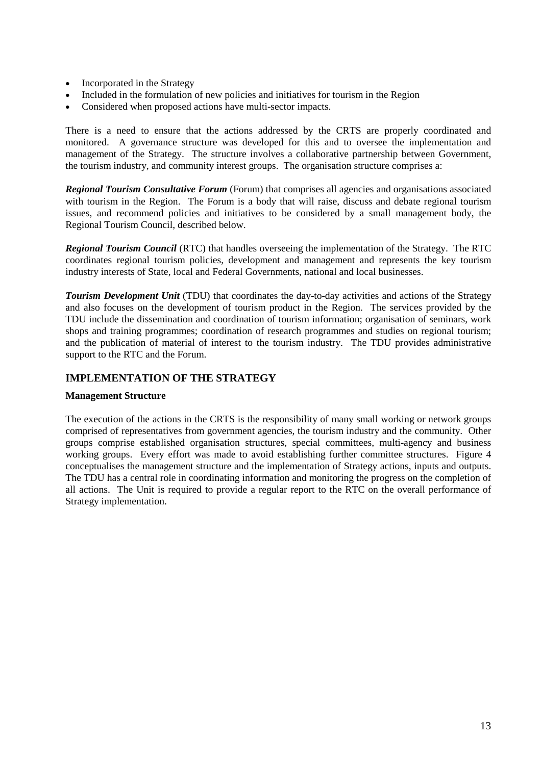- Incorporated in the Strategy
- Included in the formulation of new policies and initiatives for tourism in the Region
- Considered when proposed actions have multi-sector impacts.

There is a need to ensure that the actions addressed by the CRTS are properly coordinated and monitored. A governance structure was developed for this and to oversee the implementation and management of the Strategy. The structure involves a collaborative partnership between Government, the tourism industry, and community interest groups. The organisation structure comprises a:

***Regional Tourism Consultative Forum*** (Forum) that comprises all agencies and organisations associated with tourism in the Region. The Forum is a body that will raise, discuss and debate regional tourism issues, and recommend policies and initiatives to be considered by a small management body, the Regional Tourism Council, described below.

***Regional Tourism Council*** (RTC) that handles overseeing the implementation of the Strategy. The RTC coordinates regional tourism policies, development and management and represents the key tourism industry interests of State, local and Federal Governments, national and local businesses.

***Tourism Development Unit*** (TDU) that coordinates the day-to-day activities and actions of the Strategy and also focuses on the development of tourism product in the Region. The services provided by the TDU include the dissemination and coordination of tourism information; organisation of seminars, work shops and training programmes; coordination of research programmes and studies on regional tourism; and the publication of material of interest to the tourism industry. The TDU provides administrative support to the RTC and the Forum.

## IMPLEMENTATION OF THE STRATEGY

### Management Structure

The execution of the actions in the CRTS is the responsibility of many small working or network groups comprised of representatives from government agencies, the tourism industry and the community. Other groups comprise established organisation structures, special committees, multi-agency and business working groups. Every effort was made to avoid establishing further committee structures. Figure 4 conceptualises the management structure and the implementation of Strategy actions, inputs and outputs. The TDU has a central role in coordinating information and monitoring the progress on the completion of all actions. The Unit is required to provide a regular report to the RTC on the overall performance of Strategy implementation.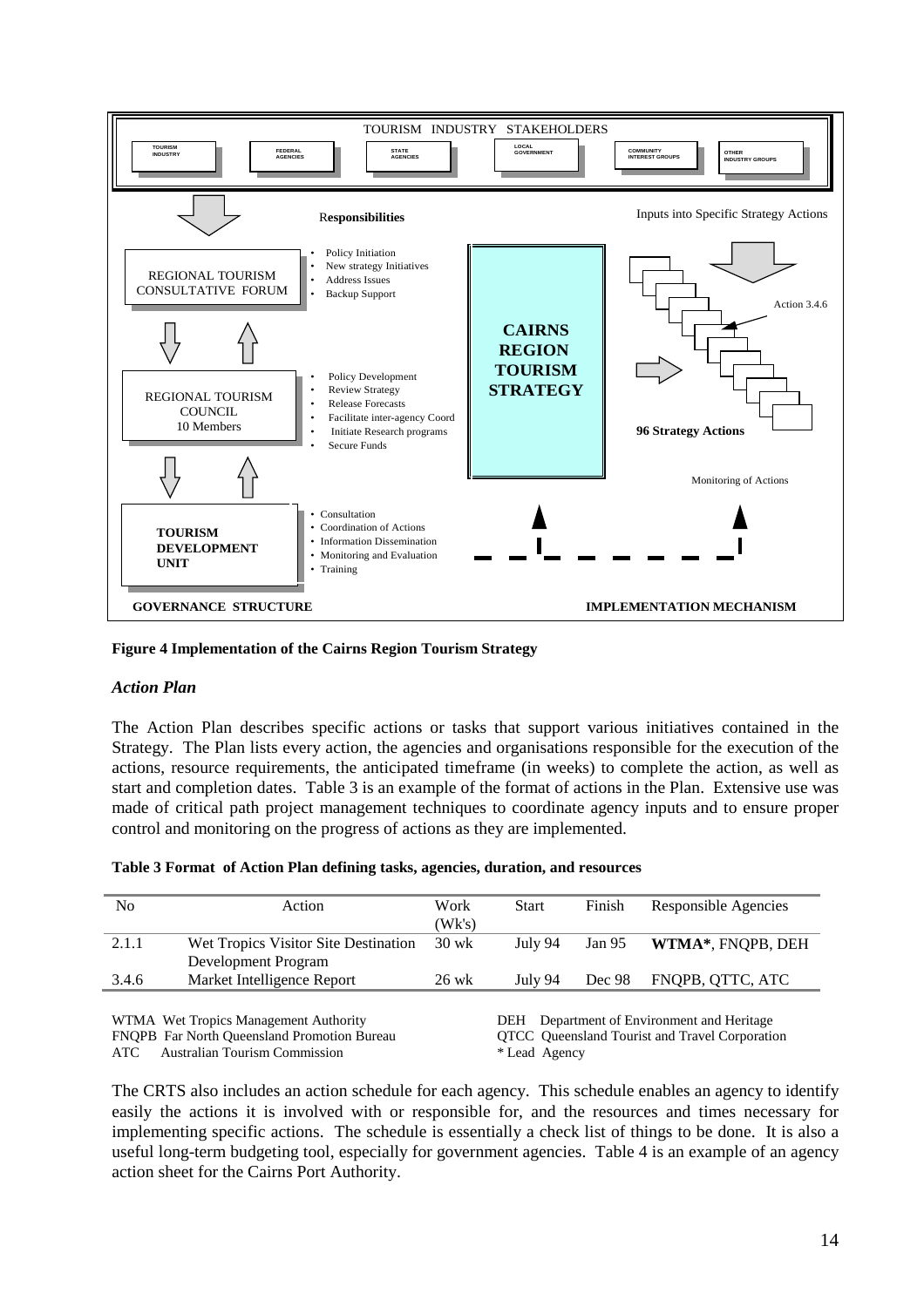TOURISM INDUSTRY STAKEHOLDERS

TOURISM INDUSTRY | FEDERAL AGENCIES | STATE AGENCIES | LOCAL GOVERNMENT | COMMUNITY INTEREST GROUPS | OTHER INDUSTRY GROUPS

**Responsibilities**

Inputs into Specific Strategy Actions

REGIONAL TOURISM CONSULTATIVE FORUM

- Policy Initiation
- New strategy Initiatives
- Address Issues
- Backup Support

REGIONAL TOURISM COUNCIL
10 Members

- Policy Development
- Review Strategy
- Release Forecasts
- Facilitate inter-agency Coord
- Initiate Research programs
- Secure Funds

**TOURISM DEVELOPMENT UNIT**

- Consultation
- Coordination of Actions
- Information Dissemination
- Monitoring and Evaluation
- Training

**CAIRNS REGION TOURISM STRATEGY**

Action 3.4.6

**96 Strategy Actions**

Monitoring of Actions

**GOVERNANCE STRUCTURE** | **IMPLEMENTATION MECHANISM**

**Figure 4 Implementation of the Cairns Region Tourism Strategy**

### *Action Plan*

The Action Plan describes specific actions or tasks that support various initiatives contained in the Strategy. The Plan lists every action, the agencies and organisations responsible for the execution of the actions, resource requirements, the anticipated timeframe (in weeks) to complete the action, as well as start and completion dates. Table 3 is an example of the format of actions in the Plan. Extensive use was made of critical path project management techniques to coordinate agency inputs and to ensure proper control and monitoring on the progress of actions as they are implemented.

**Table 3 Format of Action Plan defining tasks, agencies, duration, and resources**

| No | Action | Work (Wk's) | Start | Finish | Responsible Agencies |
|---|---|---|---|---|---|
| 2.1.1 | Wet Tropics Visitor Site Destination Development Program | 30 wk | July 94 | Jan 95 | **WTMA***, FNQPB, DEH |
| 3.4.6 | Market Intelligence Report | 26 wk | July 94 | Dec 98 | FNQPB, QTTC, ATC |

WTMA Wet Tropics Management Authority
FNQPB Far North Queensland Promotion Bureau
ATC Australian Tourism Commission
DEH Department of Environment and Heritage
QTCC Queensland Tourist and Travel Corporation
* Lead Agency

The CRTS also includes an action schedule for each agency. This schedule enables an agency to identify easily the actions it is involved with or responsible for, and the resources and times necessary for implementing specific actions. The schedule is essentially a check list of things to be done. It is also a useful long-term budgeting tool, especially for government agencies. Table 4 is an example of an agency action sheet for the Cairns Port Authority.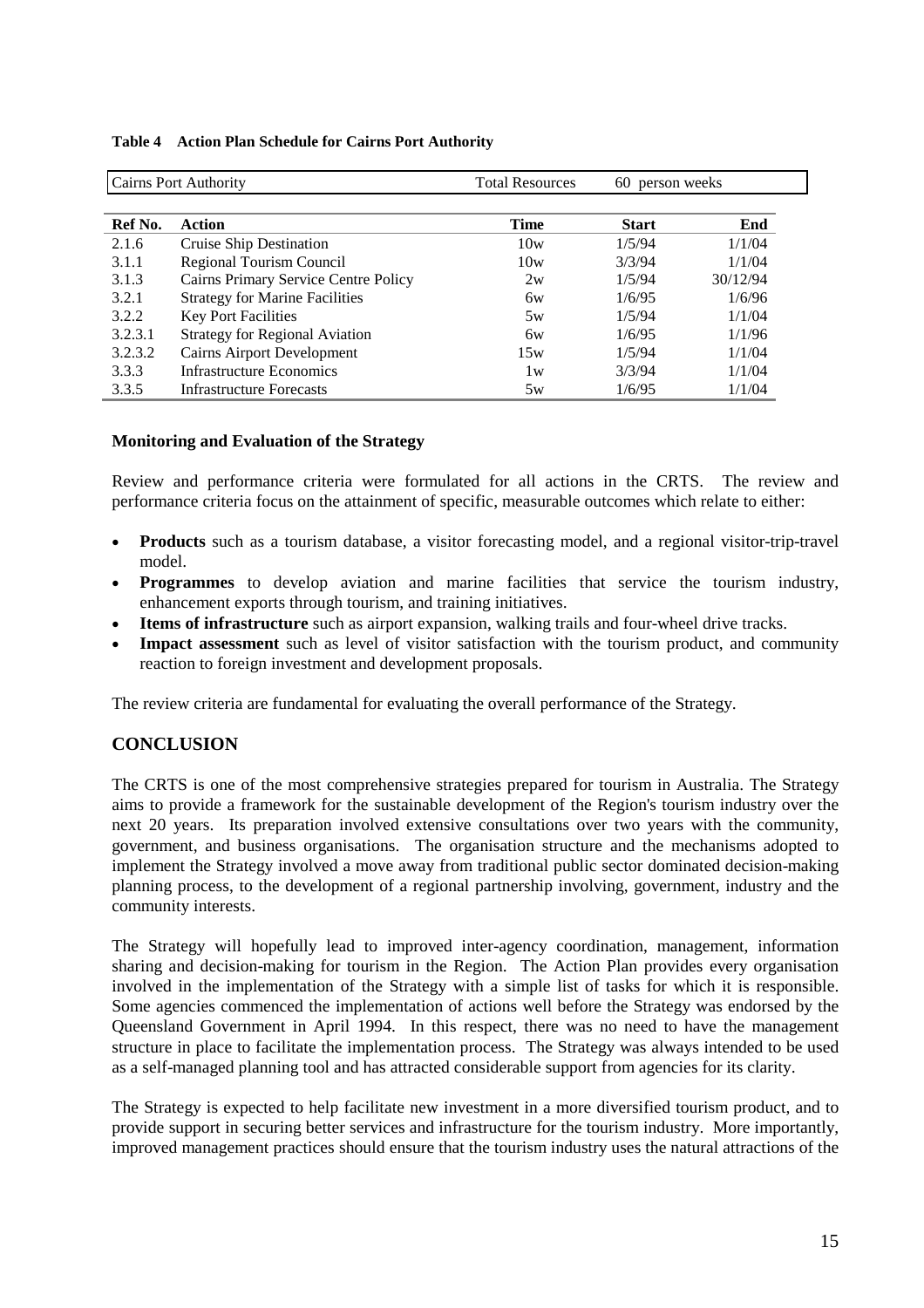**Table 4 Action Plan Schedule for Cairns Port Authority**

| Cairns Port Authority | | Total Resources | 60 person weeks | |
|---|---|---|---|---|
| **Ref No.** | **Action** | **Time** | **Start** | **End** |
| 2.1.6 | Cruise Ship Destination | 10w | 1/5/94 | 1/1/04 |
| 3.1.1 | Regional Tourism Council | 10w | 3/3/94 | 1/1/04 |
| 3.1.3 | Cairns Primary Service Centre Policy | 2w | 1/5/94 | 30/12/94 |
| 3.2.1 | Strategy for Marine Facilities | 6w | 1/6/95 | 1/6/96 |
| 3.2.2 | Key Port Facilities | 5w | 1/5/94 | 1/1/04 |
| 3.2.3.1 | Strategy for Regional Aviation | 6w | 1/6/95 | 1/1/96 |
| 3.2.3.2 | Cairns Airport Development | 15w | 1/5/94 | 1/1/04 |
| 3.3.3 | Infrastructure Economics | 1w | 3/3/94 | 1/1/04 |
| 3.3.5 | Infrastructure Forecasts | 5w | 1/6/95 | 1/1/04 |

**Monitoring and Evaluation of the Strategy**

Review and performance criteria were formulated for all actions in the CRTS. The review and performance criteria focus on the attainment of specific, measurable outcomes which relate to either:

- **Products** such as a tourism database, a visitor forecasting model, and a regional visitor-trip-travel model.
- **Programmes** to develop aviation and marine facilities that service the tourism industry, enhancement exports through tourism, and training initiatives.
- **Items of infrastructure** such as airport expansion, walking trails and four-wheel drive tracks.
- **Impact assessment** such as level of visitor satisfaction with the tourism product, and community reaction to foreign investment and development proposals.

The review criteria are fundamental for evaluating the overall performance of the Strategy.

## CONCLUSION

The CRTS is one of the most comprehensive strategies prepared for tourism in Australia. The Strategy aims to provide a framework for the sustainable development of the Region's tourism industry over the next 20 years. Its preparation involved extensive consultations over two years with the community, government, and business organisations. The organisation structure and the mechanisms adopted to implement the Strategy involved a move away from traditional public sector dominated decision-making planning process, to the development of a regional partnership involving, government, industry and the community interests.

The Strategy will hopefully lead to improved inter-agency coordination, management, information sharing and decision-making for tourism in the Region. The Action Plan provides every organisation involved in the implementation of the Strategy with a simple list of tasks for which it is responsible. Some agencies commenced the implementation of actions well before the Strategy was endorsed by the Queensland Government in April 1994. In this respect, there was no need to have the management structure in place to facilitate the implementation process. The Strategy was always intended to be used as a self-managed planning tool and has attracted considerable support from agencies for its clarity.

The Strategy is expected to help facilitate new investment in a more diversified tourism product, and to provide support in securing better services and infrastructure for the tourism industry. More importantly, improved management practices should ensure that the tourism industry uses the natural attractions of the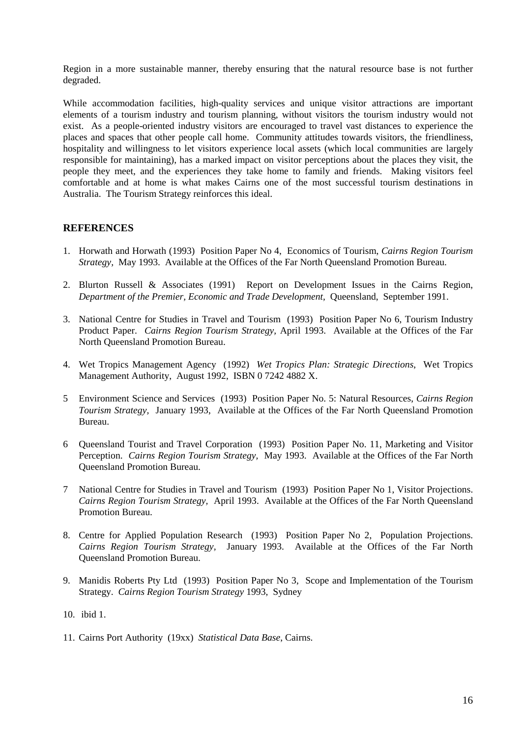Region in a more sustainable manner, thereby ensuring that the natural resource base is not further degraded.

While accommodation facilities, high-quality services and unique visitor attractions are important elements of a tourism industry and tourism planning, without visitors the tourism industry would not exist. As a people-oriented industry visitors are encouraged to travel vast distances to experience the places and spaces that other people call home. Community attitudes towards visitors, the friendliness, hospitality and willingness to let visitors experience local assets (which local communities are largely responsible for maintaining), has a marked impact on visitor perceptions about the places they visit, the people they meet, and the experiences they take home to family and friends. Making visitors feel comfortable and at home is what makes Cairns one of the most successful tourism destinations in Australia. The Tourism Strategy reinforces this ideal.

## REFERENCES

1. Horwath and Horwath (1993) Position Paper No 4, Economics of Tourism, *Cairns Region Tourism Strategy,* May 1993. Available at the Offices of the Far North Queensland Promotion Bureau.

2. Blurton Russell & Associates (1991) Report on Development Issues in the Cairns Region, *Department of the Premier, Economic and Trade Development,* Queensland, September 1991.

3. National Centre for Studies in Travel and Tourism (1993) Position Paper No 6, Tourism Industry Product Paper. *Cairns Region Tourism Strategy,* April 1993. Available at the Offices of the Far North Queensland Promotion Bureau.

4. Wet Tropics Management Agency (1992) *Wet Tropics Plan: Strategic Directions*, Wet Tropics Management Authority, August 1992, ISBN 0 7242 4882 X.

5 Environment Science and Services (1993) Position Paper No. 5: Natural Resources, *Cairns Region Tourism Strategy,* January 1993, Available at the Offices of the Far North Queensland Promotion Bureau.

6 Queensland Tourist and Travel Corporation (1993) Position Paper No. 11, Marketing and Visitor Perception. *Cairns Region Tourism Strategy,* May 1993. Available at the Offices of the Far North Queensland Promotion Bureau.

7 National Centre for Studies in Travel and Tourism (1993) Position Paper No 1, Visitor Projections. *Cairns Region Tourism Strategy,* April 1993. Available at the Offices of the Far North Queensland Promotion Bureau.

8. Centre for Applied Population Research (1993) Position Paper No 2, Population Projections. *Cairns Region Tourism Strategy*, January 1993. Available at the Offices of the Far North Queensland Promotion Bureau.

9. Manidis Roberts Pty Ltd (1993) Position Paper No 3, Scope and Implementation of the Tourism Strategy. *Cairns Region Tourism Strategy* 1993, Sydney

10. ibid 1.

11. Cairns Port Authority (19xx) *Statistical Data Base*, Cairns.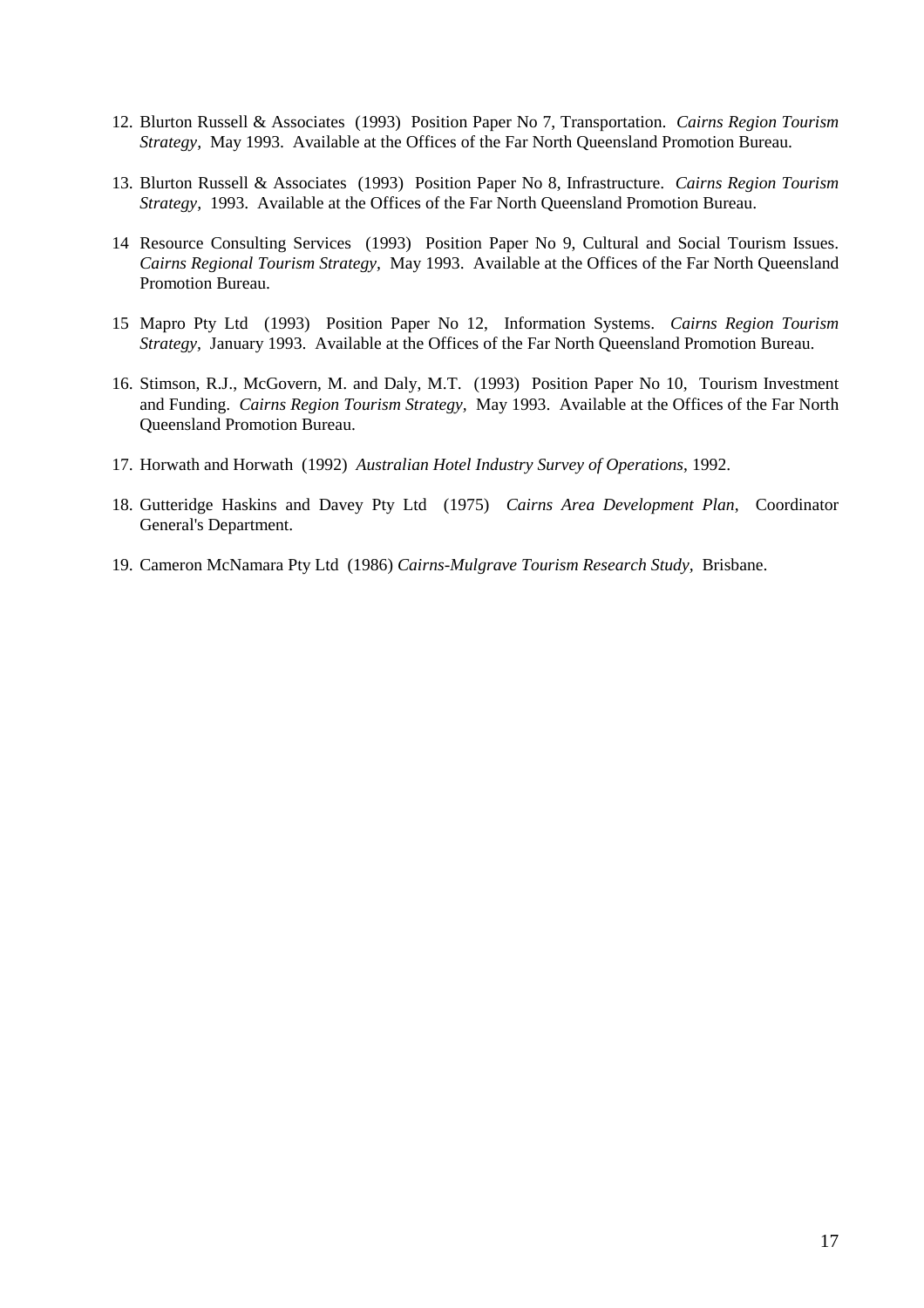12. Blurton Russell & Associates (1993) Position Paper No 7, Transportation. *Cairns Region Tourism Strategy*, May 1993. Available at the Offices of the Far North Queensland Promotion Bureau.

13. Blurton Russell & Associates (1993) Position Paper No 8, Infrastructure. *Cairns Region Tourism Strategy*, 1993. Available at the Offices of the Far North Queensland Promotion Bureau.

14 Resource Consulting Services (1993) Position Paper No 9, Cultural and Social Tourism Issues. *Cairns Regional Tourism Strategy*, May 1993. Available at the Offices of the Far North Queensland Promotion Bureau.

15 Mapro Pty Ltd (1993) Position Paper No 12, Information Systems. *Cairns Region Tourism Strategy*, January 1993. Available at the Offices of the Far North Queensland Promotion Bureau.

16. Stimson, R.J., McGovern, M. and Daly, M.T. (1993) Position Paper No 10, Tourism Investment and Funding. *Cairns Region Tourism Strategy*, May 1993. Available at the Offices of the Far North Queensland Promotion Bureau.

17. Horwath and Horwath (1992) *Australian Hotel Industry Survey of Operations*, 1992.

18. Gutteridge Haskins and Davey Pty Ltd (1975) *Cairns Area Development Plan*, Coordinator General's Department.

19. Cameron McNamara Pty Ltd (1986) *Cairns-Mulgrave Tourism Research Study*, Brisbane.